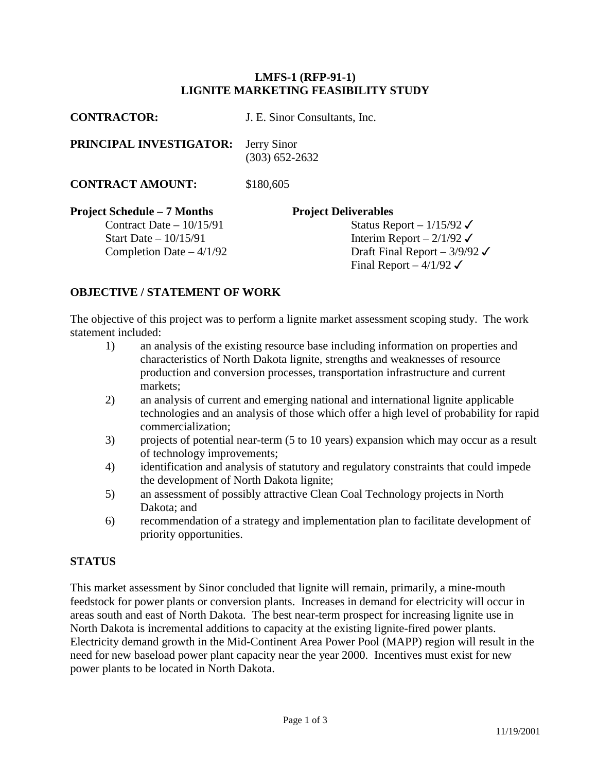# LMFS-1 (RFP-91-1)
# LIGNITE MARKETING FEASIBILITY STUDY

**CONTRACTOR:** J. E. Sinor Consultants, Inc.

**PRINCIPAL INVESTIGATOR:** Jerry Sinor
(303) 652-2632

**CONTRACT AMOUNT:** $180,605

| **Project Schedule – 7 Months** | **Project Deliverables** |
|---|---|
| Contract Date – 10/15/91 | Status Report – 1/15/92 ✓ |
| Start Date – 10/15/91 | Interim Report – 2/1/92 ✓ |
| Completion Date – 4/1/92 | Draft Final Report – 3/9/92 ✓ |
| | Final Report – 4/1/92 ✓ |

## OBJECTIVE / STATEMENT OF WORK

The objective of this project was to perform a lignite market assessment scoping study. The work statement included:

1) an analysis of the existing resource base including information on properties and characteristics of North Dakota lignite, strengths and weaknesses of resource production and conversion processes, transportation infrastructure and current markets;
2) an analysis of current and emerging national and international lignite applicable technologies and an analysis of those which offer a high level of probability for rapid commercialization;
3) projects of potential near-term (5 to 10 years) expansion which may occur as a result of technology improvements;
4) identification and analysis of statutory and regulatory constraints that could impede the development of North Dakota lignite;
5) an assessment of possibly attractive Clean Coal Technology projects in North Dakota; and
6) recommendation of a strategy and implementation plan to facilitate development of priority opportunities.

## STATUS

This market assessment by Sinor concluded that lignite will remain, primarily, a mine-mouth feedstock for power plants or conversion plants. Increases in demand for electricity will occur in areas south and east of North Dakota. The best near-term prospect for increasing lignite use in North Dakota is incremental additions to capacity at the existing lignite-fired power plants. Electricity demand growth in the Mid-Continent Area Power Pool (MAPP) region will result in the need for new baseload power plant capacity near the year 2000. Incentives must exist for new power plants to be located in North Dakota.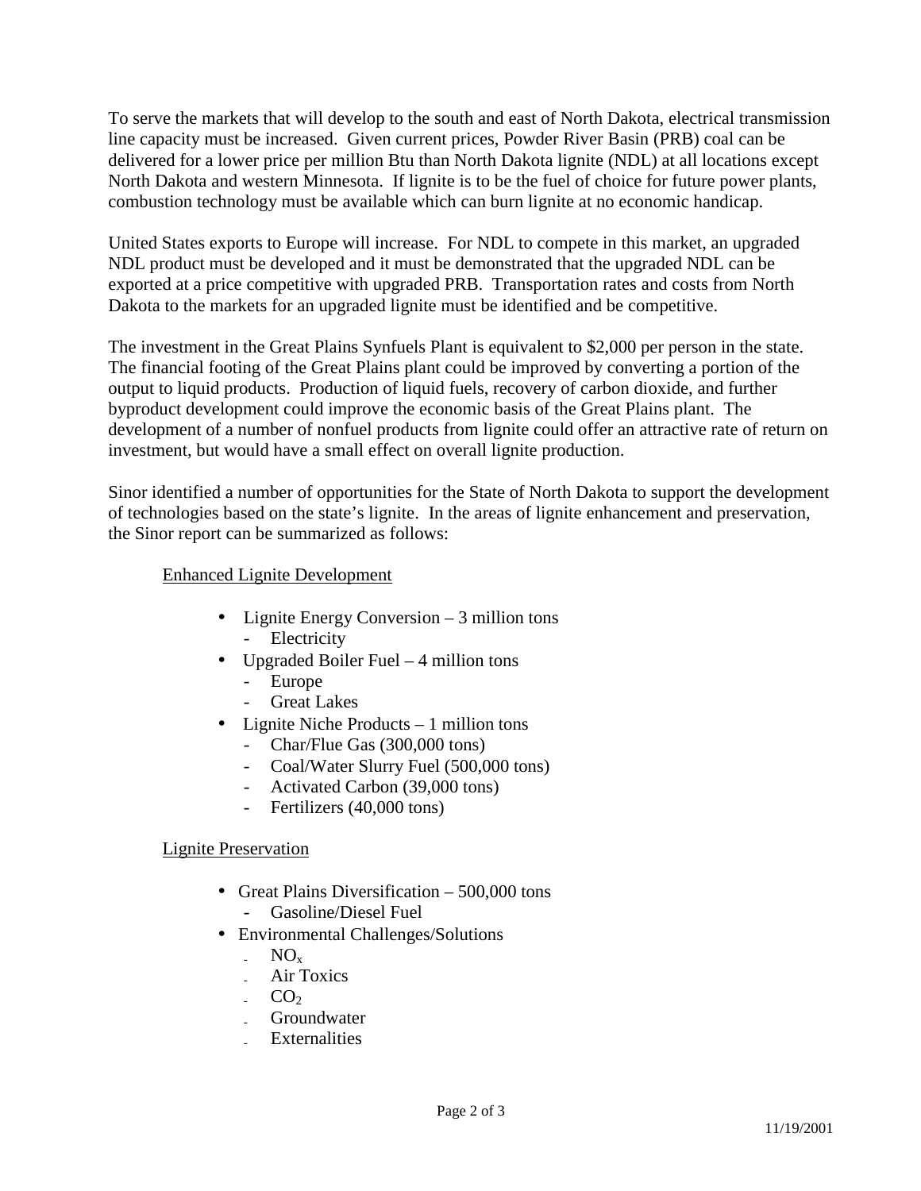To serve the markets that will develop to the south and east of North Dakota, electrical transmission line capacity must be increased. Given current prices, Powder River Basin (PRB) coal can be delivered for a lower price per million Btu than North Dakota lignite (NDL) at all locations except North Dakota and western Minnesota. If lignite is to be the fuel of choice for future power plants, combustion technology must be available which can burn lignite at no economic handicap.

United States exports to Europe will increase. For NDL to compete in this market, an upgraded NDL product must be developed and it must be demonstrated that the upgraded NDL can be exported at a price competitive with upgraded PRB. Transportation rates and costs from North Dakota to the markets for an upgraded lignite must be identified and be competitive.

The investment in the Great Plains Synfuels Plant is equivalent to $2,000 per person in the state. The financial footing of the Great Plains plant could be improved by converting a portion of the output to liquid products. Production of liquid fuels, recovery of carbon dioxide, and further byproduct development could improve the economic basis of the Great Plains plant. The development of a number of nonfuel products from lignite could offer an attractive rate of return on investment, but would have a small effect on overall lignite production.

Sinor identified a number of opportunities for the State of North Dakota to support the development of technologies based on the state's lignite. In the areas of lignite enhancement and preservation, the Sinor report can be summarized as follows:

<u>Enhanced Lignite Development</u>

- Lignite Energy Conversion – 3 million tons
  - Electricity
- Upgraded Boiler Fuel – 4 million tons
  - Europe
  - Great Lakes
- Lignite Niche Products – 1 million tons
  - Char/Flue Gas (300,000 tons)
  - Coal/Water Slurry Fuel (500,000 tons)
  - Activated Carbon (39,000 tons)
  - Fertilizers (40,000 tons)

<u>Lignite Preservation</u>

- Great Plains Diversification – 500,000 tons
  - Gasoline/Diesel Fuel
- Environmental Challenges/Solutions
  - $NO_x$
  - Air Toxics
  - $CO_2$
  - Groundwater
  - Externalities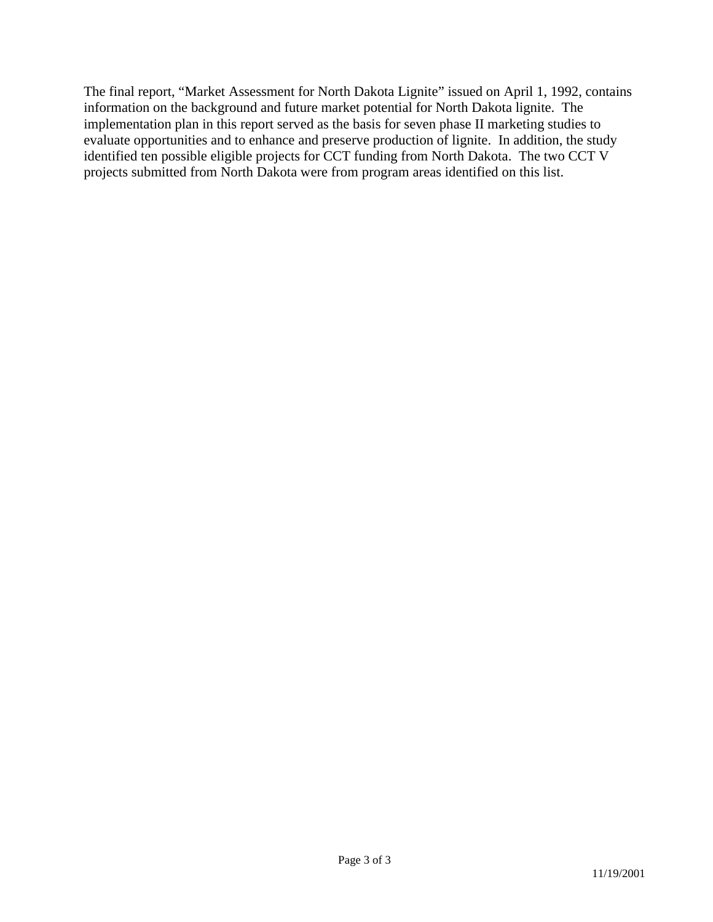The final report, “Market Assessment for North Dakota Lignite” issued on April 1, 1992, contains information on the background and future market potential for North Dakota lignite. The implementation plan in this report served as the basis for seven phase II marketing studies to evaluate opportunities and to enhance and preserve production of lignite. In addition, the study identified ten possible eligible projects for CCT funding from North Dakota. The two CCT V projects submitted from North Dakota were from program areas identified on this list.